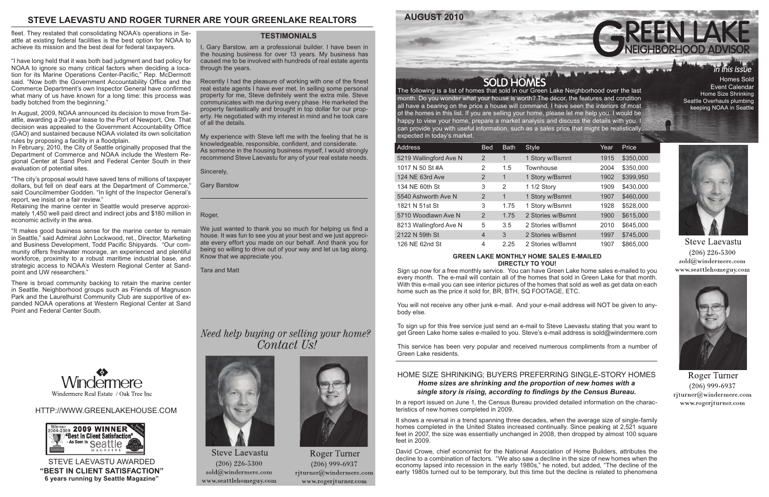## STEVE LAEVASTU AND ROGER TURNER ARE YOUR GREENLAKE REALTORS

fleet. They restated that consolidating NOAA's operations in Seattle at existing federal facilities is the best option for NOAA to achieve its mission and the best deal for federal taxpayers.

"I have long held that it was both bad judgment and bad policy for NOAA to ignore so many critical factors when deciding a location for its Marine Operations Center-Pacific," Rep. McDermott said. "Now both the Government Accountability Office and the Commerce Department's own Inspector General have confirmed what many of us have known for a long time: this process was badly botched from the beginning."

In August, 2009, NOAA announced its decision to move from Seattle, awarding a 20-year lease to the Port of Newport, Ore. That decision was appealed to the Government Accountability Office (GAO) and sustained because NOAA violated its own solicitation rules by proposing a facility in a floodplain.

In February, 2010, the City of Seattle originally proposed that the Department of Commerce and NOAA include the Western Regional Center at Sand Point and Federal Center South in their evaluation of potential sites.

"The city's proposal would have saved tens of millions of taxpayer dollars, but fell on deaf ears at the Department of Commerce," said Councilmember Godden. "In light of the Inspector General's report, we insist on a fair review."

Retaining the marine center in Seattle would preserve approximately 1,450 well paid direct and indirect jobs and $180 million in economic activity in the area.

"It makes good business sense for the marine center to remain in Seattle," said Admiral John Lockwood, ret., Director, Marketing and Business Development, Todd Pacific Shipyards. "Our community offers freshwater moorage, an experienced and plentiful workforce, proximity to a robust maritime industrial base, and strategic access to NOAA's Western Regional Center at Sandpoint and UW researchers."

There is broad community backing to retain the marine center in Seattle. Neighborhood groups such as Friends of Magnuson Park and the Laurelhurst Community Club are supportive of expanded NOAA operations at Western Regional Center at Sand Point and Federal Center South.

Windermere

Windermere Real Estate / Oak Tree Inc

HTTP://WWW.GREENLAKEHOUSE.COM

STEVE LAEVASTU AWARDED
**"BEST IN CLIENT SATISFACTION"**
**6 years running by Seattle Magazine"**

### TESTIMONIALS

I, Gary Barstow, am a professional builder. I have been in the housing business for over 13 years. My business has caused me to be involved with hundreds of real estate agents through the years.

Recently I had the pleasure of working with one of the finest real estate agents I have ever met. In selling some personal property for me, Steve definitely went the extra mile. Steve communicates with me during every phase. He marketed the property fantastically and brought in top dollar for our property. He negotiated with my interest in mind and he took care of all the details.

My experience with Steve left me with the feeling that he is knowledgeable, responsible, confident, and considerate. As someone in the housing business myself, I would strongly recommend Steve Laevastu for any of your real estate needs.

Sincerely,

Gary Barstow

---

Roger,

We just wanted to thank you so much for helping us find a house. It was fun to see you at your best and we just appreciate every effort you made on our behalf. And thank you for being so willing to drive out of your way and let us tag along. Know that we appreciate you.

Tara and Matt

*Need help buying or selling your home? Contact Us!*

Steve Laevastu
(206) 226-5300
sold@windermere.com
www.seattlehomeguy.com

Roger Turner
(206) 999-6937
rjturner@windermere.com
www.rogerjturner.com

**AUGUST 2010**

# GREEN LAKE NEIGHBORHOOD ADVISOR

*In this Issue*
Homes Sold
Event Calendar
Home Size Shrinking
Seattle Overhauls plumbing keeping NOAA in Seattle

## SOLD HOMES

The following is a list of homes that sold in our Green Lake Neighborhood over the last month. Do you wonder what your house is worth? The décor, the features and condition all have a bearing on the price a house will command. I have seen the interiors of most of the homes in this list. If you are selling your home, please let me help you. I would be happy to view your home, prepare a market analysis and discuss the details with you. I can provide you with useful information, such as a sales price that might be realistically expected in today's market.

| Address | Bed | Bath | Style | Year | Price |
|---|---|---|---|---|---|
| 5219 Wallingford Ave N | 2 | 1 | 1 Story w/Bsmnt | 1915 | $350,000 |
| 1017 N 50 St #A | 2 | 1.5 | Townhouse | 2004 | $350,000 |
| 124 NE 63rd Ave | 2 | 1 | 1 Story w/Bsmnt | 1902 | $399,950 |
| 134 NE 60th St | 3 | 2 | 1 1/2 Story | 1909 | $430,000 |
| 5540 Ashworth Ave N | 2 | 1 | 1 Story w/Bsmnt | 1907 | $460,000 |
| 1821 N 51st St | 3 | 1.75 | 1 Story w/Bsmnt | 1928 | $528,000 |
| 5710 Woodlawn Ave N | 2 | 1.75 | 2 Stories w/Bsmnt | 1900 | $615,000 |
| 8213 Wallingford Ave N | 5 | 3.5 | 2 Stories w/Bsmnt | 2010 | $645,000 |
| 2122 N 59th St | 4 | 3 | 2 Stories w/Bsmnt | 1997 | $745,000 |
| 126 NE 62nd St | 4 | 2.25 | 2 Stories w/Bsmnt | 1907 | $865,000 |

**GREEN LAKE MONTHLY HOME SALES E-MAILED DIRECTLY TO YOU!**

Sign up now for a free monthly service. You can have Green Lake home sales e-mailed to you every month. The e-mail will contain all of the homes that sold in Green Lake for that month. With this e-mail you can see interior pictures of the homes that sold as well as get data on each home such as the price it sold for, BR, BTH, SQ FOOTAGE, ETC.

You will not receive any other junk e-mail. And your e-mail address will NOT be given to anybody else.

To sign up for this free service just send an e-mail to Steve Laevastu stating that you want to get Green Lake home sales e-mailed to you. Steve's e-mail address is sold@windermere.com

This service has been very popular and received numerous compliments from a number of Green Lake residents.

---

### HOME SIZE SHRINKING; BUYERS PREFERRING SINGLE-STORY HOMES

***Home sizes are shrinking and the proportion of new homes with a single story is rising, according to findings by the Census Bureau.***

In a report issued on June 1, the Census Bureau provided detailed information on the characteristics of new homes completed in 2009.

It shows a reversal in a trend spanning three decades, when the average size of single-family homes completed in the United States increased continually. Since peaking at 2,521 square feet in 2007, the size was essentially unchanged in 2008, then dropped by almost 100 square feet in 2009.

David Crowe, chief economist for the National Association of Home Builders, attributes the decline to a combination of factors. "We also saw a decline in the size of new homes when the economy lapsed into recession in the early 1980s," he noted, but added, "The decline of the early 1980s turned out to be temporary, but this time but the decline is related to phenomena

Steve Laevastu
(206) 226-5300
sold@windermere.com
www.seattlehomeguy.com

Roger Turner
(206) 999-6937
rjturner@windermere.com
www.rogerjturner.com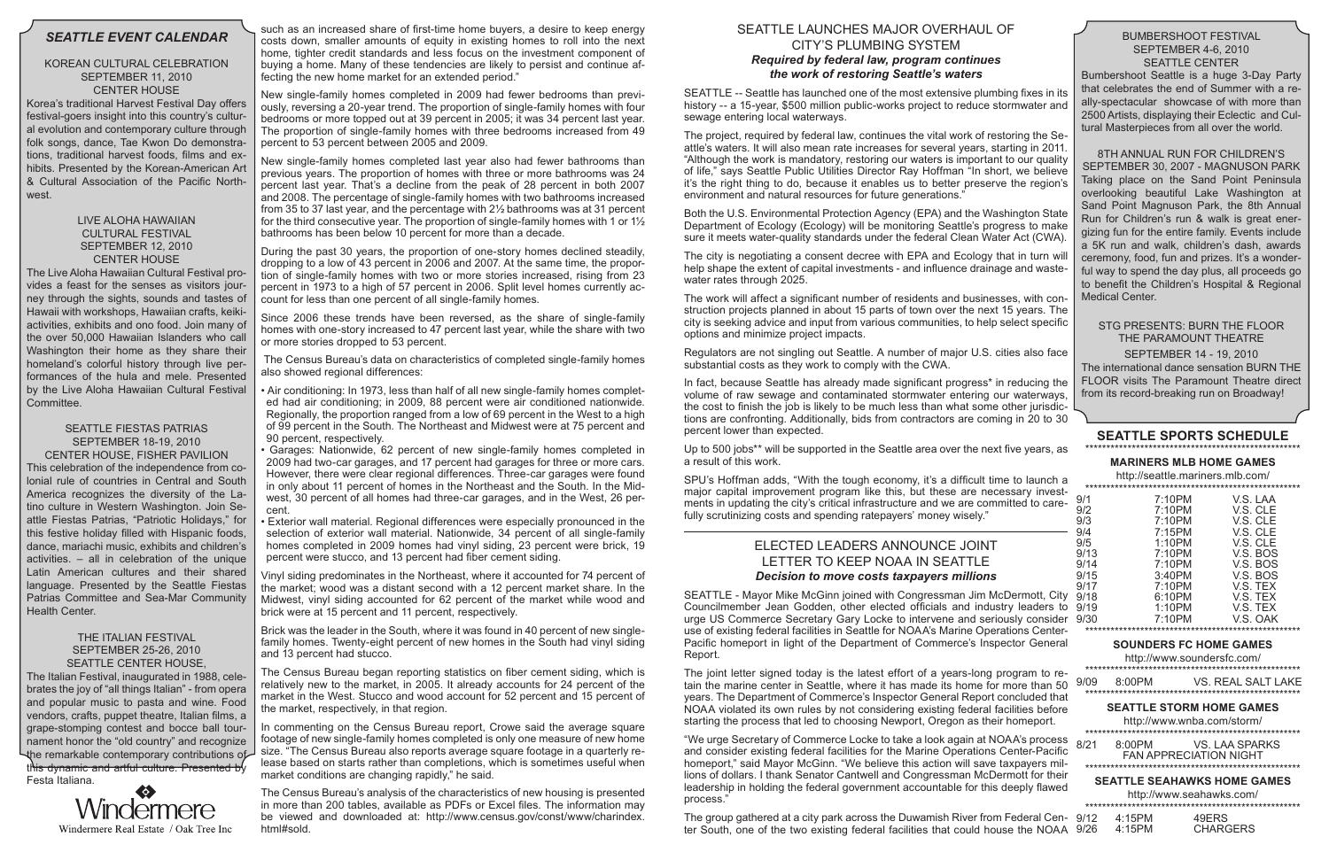## *SEATTLE EVENT CALENDAR*

### KOREAN CULTURAL CELEBRATION
### SEPTEMBER 11, 2010
### CENTER HOUSE

Korea's traditional Harvest Festival Day offers festival-goers insight into this country's cultural evolution and contemporary culture through folk songs, dance, Tae Kwon Do demonstrations, traditional harvest foods, films and exhibits. Presented by the Korean-American Art & Cultural Association of the Pacific Northwest.

### LIVE ALOHA HAWAIIAN CULTURAL FESTIVAL
### SEPTEMBER 12, 2010
### CENTER HOUSE

The Live Aloha Hawaiian Cultural Festival provides a feast for the senses as visitors journey through the sights, sounds and tastes of Hawaii with workshops, Hawaiian crafts, keiki-activities, exhibits and ono food. Join many of the over 50,000 Hawaiian Islanders who call Washington their home as they share their homeland's colorful history through live performances of the hula and mele. Presented by the Live Aloha Hawaiian Cultural Festival Committee.

### SEATTLE FIESTAS PATRIAS
### SEPTEMBER 18-19, 2010
### CENTER HOUSE, FISHER PAVILION

This celebration of the independence from colonial rule of countries in Central and South America recognizes the diversity of the Latino culture in Western Washington. Join Seattle Fiestas Patrias, "Patriotic Holidays," for this festive holiday filled with Hispanic foods, dance, mariachi music, exhibits and children's activities. – all in celebration of the unique Latin American cultures and their shared language. Presented by the Seattle Fiestas Patrias Committee and Sea-Mar Community Health Center.

### THE ITALIAN FESTIVAL
### SEPTEMBER 25-26, 2010
### SEATTLE CENTER HOUSE,

The Italian Festival, inaugurated in 1988, celebrates the joy of "all things Italian" - from opera and popular music to pasta and wine. Food vendors, crafts, puppet theatre, Italian films, a grape-stomping contest and bocce ball tournament honor the "old country" and recognize the remarkable contemporary contributions of this dynamic and artful culture. Presented by Festa Italiana.

Windermere
Windermere Real Estate / Oak Tree Inc

such as an increased share of first-time home buyers, a desire to keep energy costs down, smaller amounts of equity in existing homes to roll into the next home, tighter credit standards and less focus on the investment component of buying a home. Many of these tendencies are likely to persist and continue affecting the new home market for an extended period."

New single-family homes completed in 2009 had fewer bedrooms than previously, reversing a 20-year trend. The proportion of single-family homes with four bedrooms or more topped out at 39 percent in 2005; it was 34 percent last year. The proportion of single-family homes with three bedrooms increased from 49 percent to 53 percent between 2005 and 2009.

New single-family homes completed last year also had fewer bathrooms than previous years. The proportion of homes with three or more bathrooms was 24 percent last year. That's a decline from the peak of 28 percent in both 2007 and 2008. The percentage of single-family homes with two bathrooms increased from 35 to 37 last year, and the percentage with 2½ bathrooms was at 31 percent for the third consecutive year. The proportion of single-family homes with 1 or 1½ bathrooms has been below 10 percent for more than a decade.

During the past 30 years, the proportion of one-story homes declined steadily, dropping to a low of 43 percent in 2006 and 2007. At the same time, the proportion of single-family homes with two or more stories increased, rising from 23 percent in 1973 to a high of 57 percent in 2006. Split level homes currently account for less than one percent of all single-family homes.

Since 2006 these trends have been reversed, as the share of single-family homes with one-story increased to 47 percent last year, while the share with two or more stories dropped to 53 percent.

The Census Bureau's data on characteristics of completed single-family homes also showed regional differences:

- Air conditioning: In 1973, less than half of all new single-family homes completed had air conditioning; in 2009, 88 percent were air conditioned nationwide. Regionally, the proportion ranged from a low of 69 percent in the West to a high of 99 percent in the South. The Northeast and Midwest were at 75 percent and 90 percent, respectively.
- Garages: Nationwide, 62 percent of new single-family homes completed in 2009 had two-car garages, and 17 percent had garages for three or more cars. However, there were clear regional differences. Three-car garages were found in only about 11 percent of homes in the Northeast and the South. In the Midwest, 30 percent of all homes had three-car garages, and in the West, 26 percent.
- Exterior wall material. Regional differences were especially pronounced in the selection of exterior wall material. Nationwide, 34 percent of all single-family homes completed in 2009 homes had vinyl siding, 23 percent were brick, 19 percent were stucco, and 13 percent had fiber cement siding.

Vinyl siding predominates in the Northeast, where it accounted for 74 percent of the market; wood was a distant second with a 12 percent market share. In the Midwest, vinyl siding accounted for 62 percent of the market while wood and brick were at 15 percent and 11 percent, respectively.

Brick was the leader in the South, where it was found in 40 percent of new single-family homes. Twenty-eight percent of new homes in the South had vinyl siding and 13 percent had stucco.

The Census Bureau began reporting statistics on fiber cement siding, which is relatively new to the market, in 2005. It already accounts for 24 percent of the market in the West. Stucco and wood account for 52 percent and 15 percent of the market, respectively, in that region.

In commenting on the Census Bureau report, Crowe said the average square footage of new single-family homes completed is only one measure of new home size. "The Census Bureau also reports average square footage in a quarterly release based on starts rather than completions, which is sometimes useful when market conditions are changing rapidly," he said.

The Census Bureau's analysis of the characteristics of new housing is presented in more than 200 tables, available as PDFs or Excel files. The information may be viewed and downloaded at: http://www.census.gov/const/www/charindex.html#sold.

## SEATTLE LAUNCHES MAJOR OVERHAUL OF CITY'S PLUMBING SYSTEM
### *Required by federal law, program continues the work of restoring Seattle's waters*

SEATTLE -- Seattle has launched one of the most extensive plumbing fixes in its history -- a 15-year, $500 million public-works project to reduce stormwater and sewage entering local waterways.

The project, required by federal law, continues the vital work of restoring the Seattle's waters. It will also mean rate increases for several years, starting in 2011. "Although the work is mandatory, restoring our waters is important to our quality of life," says Seattle Public Utilities Director Ray Hoffman "In short, we believe it's the right thing to do, because it enables us to better preserve the region's environment and natural resources for future generations."

Both the U.S. Environmental Protection Agency (EPA) and the Washington State Department of Ecology (Ecology) will be monitoring Seattle's progress to make sure it meets water-quality standards under the federal Clean Water Act (CWA).

The city is negotiating a consent decree with EPA and Ecology that in turn will help shape the extent of capital investments - and influence drainage and wastewater rates through 2025.

The work will affect a significant number of residents and businesses, with construction projects planned in about 15 parts of town over the next 15 years. The city is seeking advice and input from various communities, to help select specific options and minimize project impacts.

Regulators are not singling out Seattle. A number of major U.S. cities also face substantial costs as they work to comply with the CWA.

In fact, because Seattle has already made significant progress* in reducing the volume of raw sewage and contaminated stormwater entering our waterways, the cost to finish the job is likely to be much less than what some other jurisdictions are confronting. Additionally, bids from contractors are coming in 20 to 30 percent lower than expected.

Up to 500 jobs** will be supported in the Seattle area over the next five years, as a result of this work.

SPU's Hoffman adds, "With the tough economy, it's a difficult time to launch a major capital improvement program like this, but these are necessary investments in updating the city's critical infrastructure and we are committed to carefully scrutinizing costs and spending ratepayers' money wisely."

## ELECTED LEADERS ANNOUNCE JOINT LETTER TO KEEP NOAA IN SEATTLE
### *Decision to move costs taxpayers millions*

SEATTLE - Mayor Mike McGinn joined with Congressman Jim McDermott, City Councilmember Jean Godden, other elected officials and industry leaders to urge US Commerce Secretary Gary Locke to intervene and seriously consider use of existing federal facilities in Seattle for NOAA's Marine Operations Center-Pacific homeport in light of the Department of Commerce's Inspector General Report.

The joint letter signed today is the latest effort of a years-long program to retain the marine center in Seattle, where it has made its home for more than 50 years. The Department of Commerce's Inspector General Report concluded that NOAA violated its own rules by not considering existing federal facilities before starting the process that led to choosing Newport, Oregon as their homeport.

"We urge Secretary of Commerce Locke to take a look again at NOAA's process and consider existing federal facilities for the Marine Operations Center-Pacific homeport," said Mayor McGinn. "We believe this action will save taxpayers millions of dollars. I thank Senator Cantwell and Congressman McDermott for their leadership in holding the federal government accountable for this deeply flawed process."

The group gathered at a city park across the Duwamish River from Federal Center South, one of the two existing federal facilities that could house the NOAA

### BUMBERSHOOT FESTIVAL
### SEPTEMBER 4-6, 2010
### SEATTLE CENTER

Bumbershoot Seattle is a huge 3-Day Party that celebrates the end of Summer with a really-spectacular showcase of with more than 2500 Artists, displaying their Eclectic and Cultural Masterpieces from all over the world.

### 8TH ANNUAL RUN FOR CHILDREN'S
### SEPTEMBER 30, 2007 - MAGNUSON PARK

Taking place on the Sand Point Peninsula overlooking beautiful Lake Washington at Sand Point Magnuson Park, the 8th Annual Run for Children's run & walk is great energizing fun for the entire family. Events include a 5K run and walk, children's dash, awards ceremony, food, fun and prizes. It's a wonderful way to spend the day plus, all proceeds go to benefit the Children's Hospital & Regional Medical Center.

### STG PRESENTS: BURN THE FLOOR
### THE PARAMOUNT THEATRE
### SEPTEMBER 14 - 19, 2010

The international dance sensation BURN THE FLOOR visits The Paramount Theatre direct from its record-breaking run on Broadway!

## SEATTLE SPORTS SCHEDULE

### MARINERS MLB HOME GAMES
http://seattle.mariners.mlb.com/

| | | |
|---|---|---|
| 9/1 | 7:10PM | V.S. LAA |
| 9/2 | 7:10PM | V.S. CLE |
| 9/3 | 7:10PM | V.S. CLE |
| 9/4 | 7:15PM | V.S. CLE |
| 9/5 | 1:10PM | V.S. CLE |
| 9/13 | 7:10PM | V.S. BOS |
| 9/14 | 7:10PM | V.S. BOS |
| 9/15 | 3:40PM | V.S. BOS |
| 9/17 | 7:10PM | V.S. TEX |
| 9/18 | 6:10PM | V.S. TEX |
| 9/19 | 1:10PM | V.S. TEX |
| 9/30 | 7:10PM | V.S. OAK |

### SOUNDERS FC HOME GAMES
http://www.soundersfc.com/

| | | |
|---|---|---|
| 9/09 | 8:00PM | VS. REAL SALT LAKE |

### SEATTLE STORM HOME GAMES
http://www.wnba.com/storm/

| | | |
|---|---|---|
| 8/21 | 8:00PM | VS. LAA SPARKS FAN APPRECIATION NIGHT |

### SEATTLE SEAHAWKS HOME GAMES
http://www.seahawks.com/

| | | |
|---|---|---|
| 9/12 | 4:15PM | 49ERS |
| 9/26 | 4:15PM | CHARGERS |